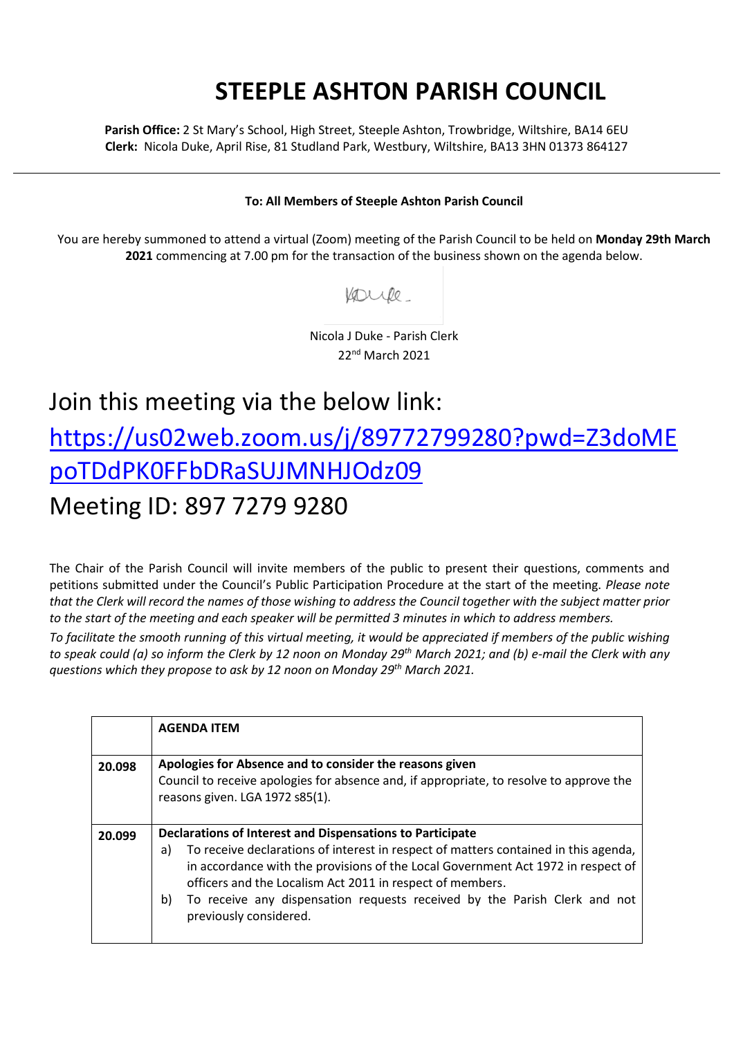# STEEPLE ASHTON PARISH COUNCIL

**Parish Office:** 2 St Mary's School, High Street, Steeple Ashton, Trowbridge, Wiltshire, BA14 6EU
**Clerk:** Nicola Duke, April Rise, 81 Studland Park, Westbury, Wiltshire, BA13 3HN 01373 864127

---

**To: All Members of Steeple Ashton Parish Council**

You are hereby summoned to attend a virtual (Zoom) meeting of the Parish Council to be held on **Monday 29th March 2021** commencing at 7.00 pm for the transaction of the business shown on the agenda below.

Nicola J Duke - Parish Clerk
22nd March 2021

## Join this meeting via the below link:

## https://us02web.zoom.us/j/89772799280?pwd=Z3doMEpoTDdPK0FFbDRaSUJMNHJOdz09

## Meeting ID: 897 7279 9280

The Chair of the Parish Council will invite members of the public to present their questions, comments and petitions submitted under the Council's Public Participation Procedure at the start of the meeting. *Please note that the Clerk will record the names of those wishing to address the Council together with the subject matter prior to the start of the meeting and each speaker will be permitted 3 minutes in which to address members.*

*To facilitate the smooth running of this virtual meeting, it would be appreciated if members of the public wishing to speak could (a) so inform the Clerk by 12 noon on Monday 29th March 2021; and (b) e-mail the Clerk with any questions which they propose to ask by 12 noon on Monday 29th March 2021.*

| | **AGENDA ITEM** |
|---|---|
| **20.098** | **Apologies for Absence and to consider the reasons given**<br>Council to receive apologies for absence and, if appropriate, to resolve to approve the reasons given. LGA 1972 s85(1). |
| **20.099** | **Declarations of Interest and Dispensations to Participate**<br>a) To receive declarations of interest in respect of matters contained in this agenda, in accordance with the provisions of the Local Government Act 1972 in respect of officers and the Localism Act 2011 in respect of members.<br>b) To receive any dispensation requests received by the Parish Clerk and not previously considered. |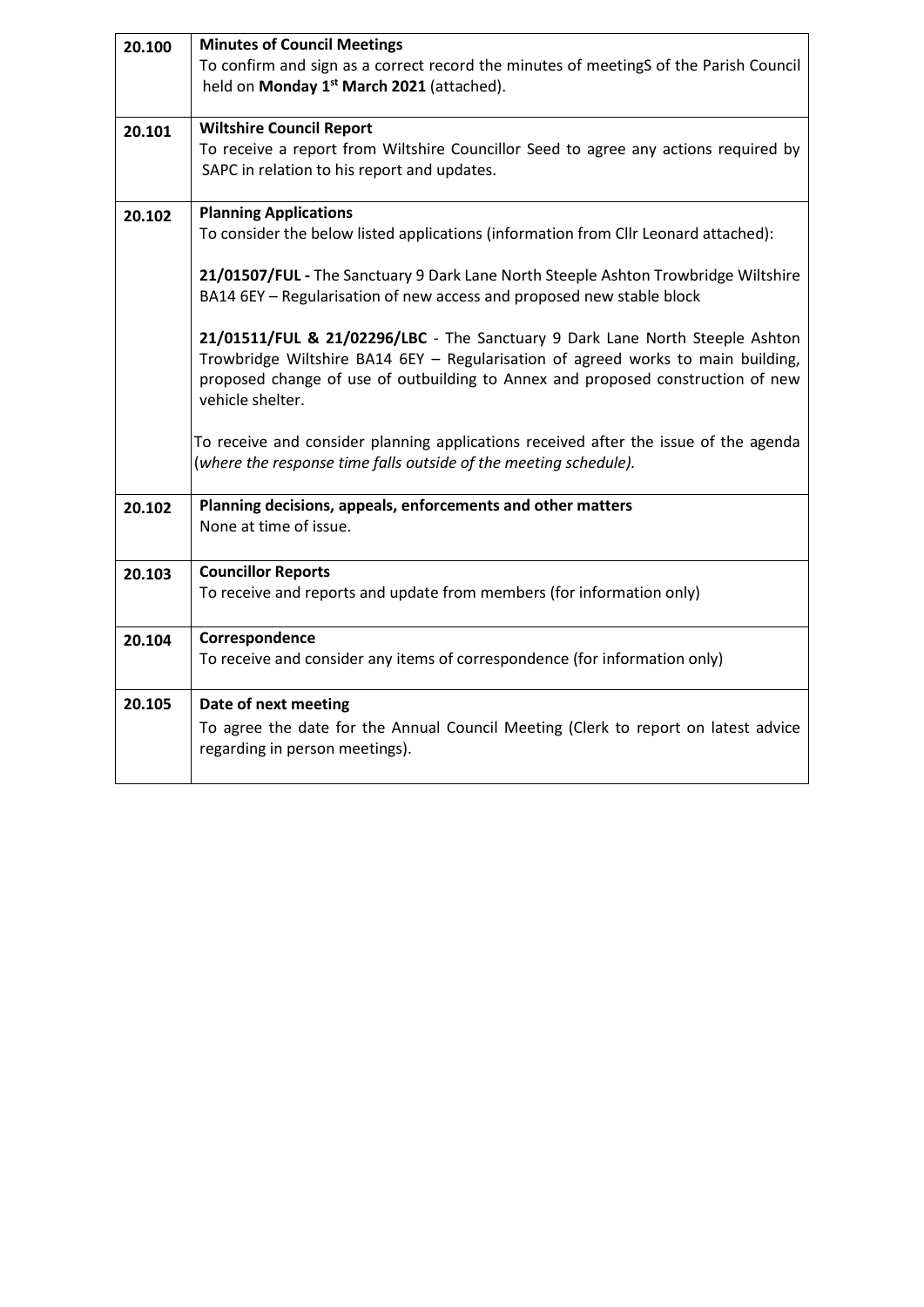| | |
|---|---|
| **20.100** | **Minutes of Council Meetings**<br>To confirm and sign as a correct record the minutes of meetingS of the Parish Council held on **Monday 1st March 2021** (attached). |
| **20.101** | **Wiltshire Council Report**<br>To receive a report from Wiltshire Councillor Seed to agree any actions required by SAPC in relation to his report and updates. |
| **20.102** | **Planning Applications**<br>To consider the below listed applications (information from Cllr Leonard attached):<br><br>**21/01507/FUL -** The Sanctuary 9 Dark Lane North Steeple Ashton Trowbridge Wiltshire BA14 6EY – Regularisation of new access and proposed new stable block<br><br>**21/01511/FUL & 21/02296/LBC** - The Sanctuary 9 Dark Lane North Steeple Ashton Trowbridge Wiltshire BA14 6EY – Regularisation of agreed works to main building, proposed change of use of outbuilding to Annex and proposed construction of new vehicle shelter.<br><br>To receive and consider planning applications received after the issue of the agenda (*where the response time falls outside of the meeting schedule).* |
| **20.102** | **Planning decisions, appeals, enforcements and other matters**<br>None at time of issue. |
| **20.103** | **Councillor Reports**<br>To receive and reports and update from members (for information only) |
| **20.104** | **Correspondence**<br>To receive and consider any items of correspondence (for information only) |
| **20.105** | **Date of next meeting**<br>To agree the date for the Annual Council Meeting (Clerk to report on latest advice regarding in person meetings). |